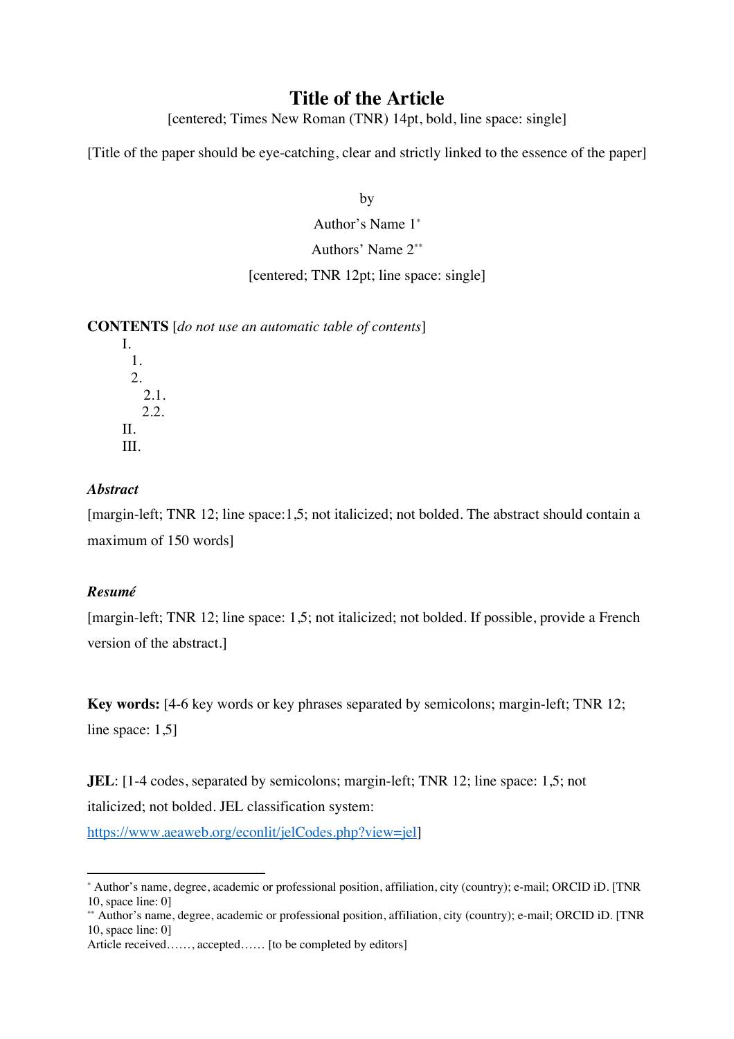# Title of the Article

[centered; Times New Roman (TNR) 14pt, bold, line space: single]

[Title of the paper should be eye-catching, clear and strictly linked to the essence of the paper]

by

Author's Name 1[*]

Authors' Name 2[**]

[centered; TNR 12pt; line space: single]

**CONTENTS** [*do not use an automatic table of contents*]

I.
  1.
  2.
    2.1.
    2.2.
II.
III.

***Abstract***

[margin-left; TNR 12; line space:1,5; not italicized; not bolded. The abstract should contain a maximum of 150 words]

***Resumé***

[margin-left; TNR 12; line space: 1,5; not italicized; not bolded. If possible, provide a French version of the abstract.]

**Key words:** [4-6 key words or key phrases separated by semicolons; margin-left; TNR 12; line space: 1,5]

**JEL**: [1-4 codes, separated by semicolons; margin-left; TNR 12; line space: 1,5; not italicized; not bolded. JEL classification system: https://www.aeaweb.org/econlit/jelCodes.php?view=jel]

---

[*] Author's name, degree, academic or professional position, affiliation, city (country); e-mail; ORCID iD. [TNR 10, space line: 0]

[**] Author's name, degree, academic or professional position, affiliation, city (country); e-mail; ORCID iD. [TNR 10, space line: 0]

Article received……, accepted…… [to be completed by editors]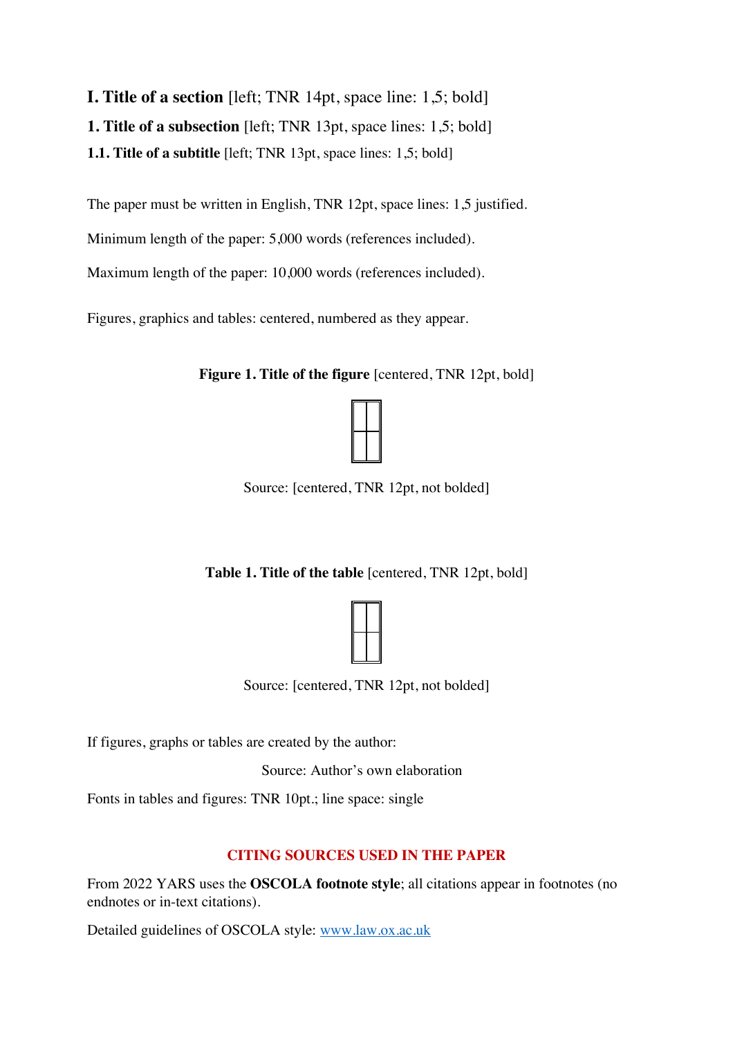# **I. Title of a section** [left; TNR 14pt, space line: 1,5; bold]

## **1. Title of a subsection** [left; TNR 13pt, space lines: 1,5; bold]

### **1.1. Title of a subtitle** [left; TNR 13pt, space lines: 1,5; bold]

The paper must be written in English, TNR 12pt, space lines: 1,5 justified.

Minimum length of the paper: 5,000 words (references included).

Maximum length of the paper: 10,000 words (references included).

Figures, graphics and tables: centered, numbered as they appear.

**Figure 1. Title of the figure** [centered, TNR 12pt, bold]

| | |
|---|---|
| | |
| | |

Source: [centered, TNR 12pt, not bolded]

**Table 1. Title of the table** [centered, TNR 12pt, bold]

| | |
|---|---|
| | |
| | |

Source: [centered, TNR 12pt, not bolded]

If figures, graphs or tables are created by the author:

Source: Author's own elaboration

Fonts in tables and figures: TNR 10pt.; line space: single

**CITING SOURCES USED IN THE PAPER**

From 2022 YARS uses the **OSCOLA footnote style**; all citations appear in footnotes (no endnotes or in-text citations).

Detailed guidelines of OSCOLA style: [www.law.ox.ac.uk](www.law.ox.ac.uk)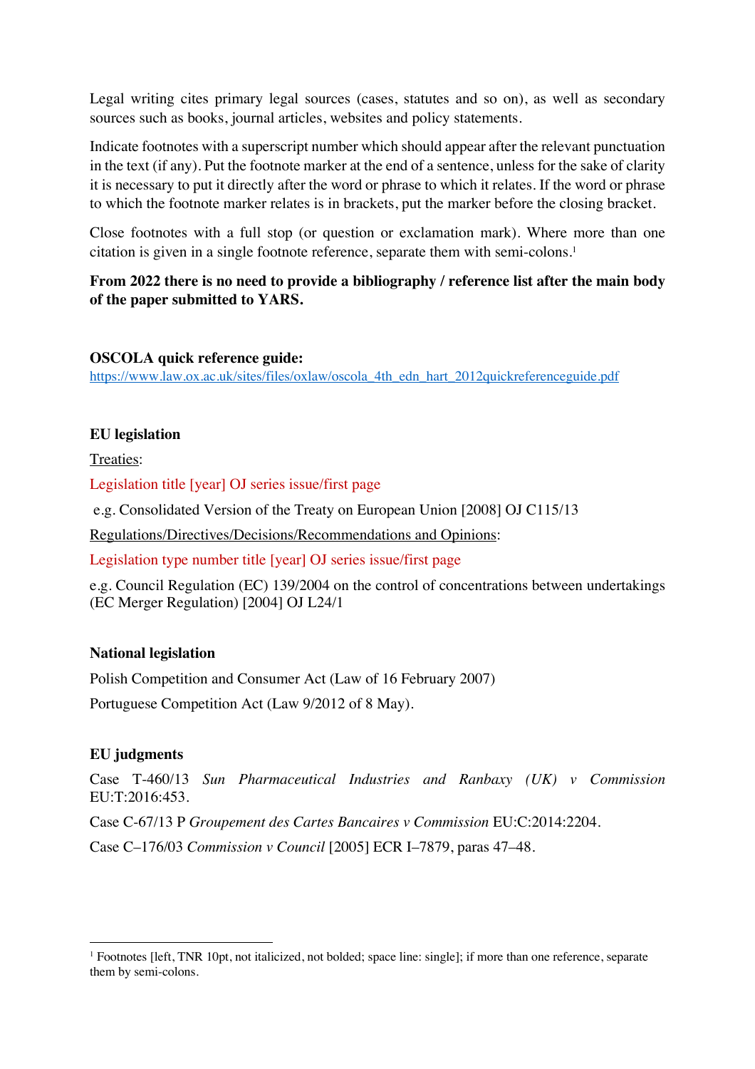Legal writing cites primary legal sources (cases, statutes and so on), as well as secondary sources such as books, journal articles, websites and policy statements.

Indicate footnotes with a superscript number which should appear after the relevant punctuation in the text (if any). Put the footnote marker at the end of a sentence, unless for the sake of clarity it is necessary to put it directly after the word or phrase to which it relates. If the word or phrase to which the footnote marker relates is in brackets, put the marker before the closing bracket.

Close footnotes with a full stop (or question or exclamation mark). Where more than one citation is given in a single footnote reference, separate them with semi-colons.[1]

**From 2022 there is no need to provide a bibliography / reference list after the main body of the paper submitted to YARS.**

**OSCOLA quick reference guide:**
https://www.law.ox.ac.uk/sites/files/oxlaw/oscola_4th_edn_hart_2012quickreferenceguide.pdf

**EU legislation**

Treaties:

Legislation title [year] OJ series issue/first page

e.g. Consolidated Version of the Treaty on European Union [2008] OJ C115/13

Regulations/Directives/Decisions/Recommendations and Opinions:

Legislation type number title [year] OJ series issue/first page

e.g. Council Regulation (EC) 139/2004 on the control of concentrations between undertakings (EC Merger Regulation) [2004] OJ L24/1

**National legislation**

Polish Competition and Consumer Act (Law of 16 February 2007)

Portuguese Competition Act (Law 9/2012 of 8 May).

**EU judgments**

Case T-460/13 *Sun Pharmaceutical Industries and Ranbaxy (UK) v Commission* EU:T:2016:453.

Case C-67/13 P *Groupement des Cartes Bancaires v Commission* EU:C:2014:2204.

Case C–176/03 *Commission v Council* [2005] ECR I–7879, paras 47–48.

---

[1] Footnotes [left, TNR 10pt, not italicized, not bolded; space line: single]; if more than one reference, separate them by semi-colons.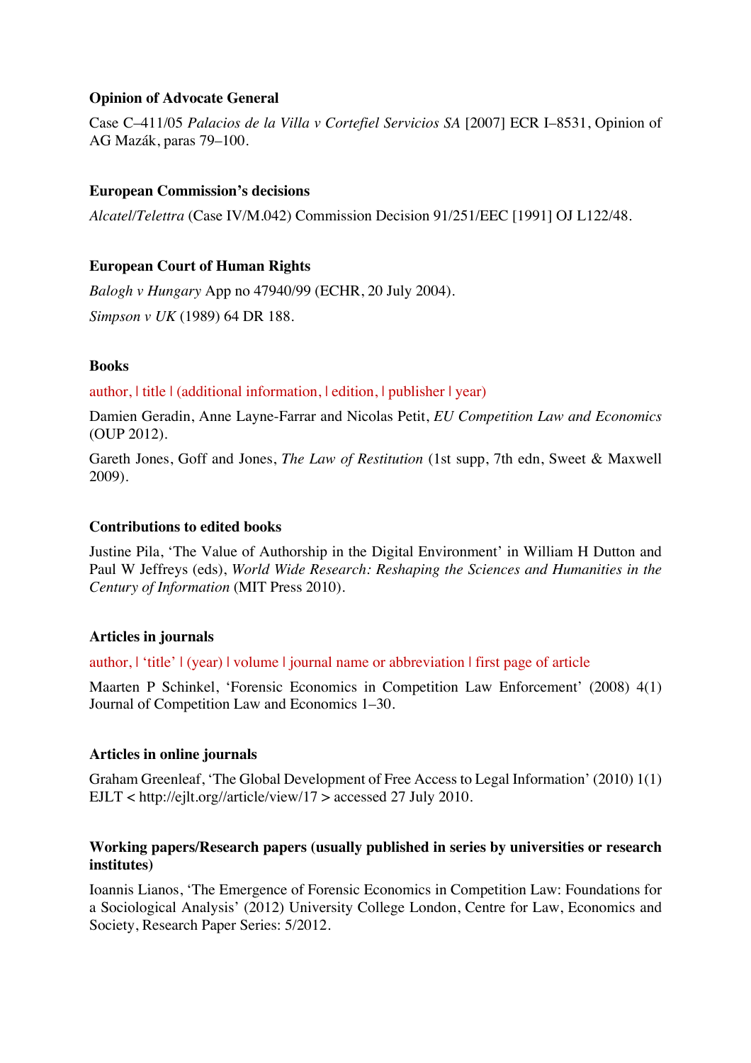**Opinion of Advocate General**

Case C–411/05 *Palacios de la Villa v Cortefiel Servicios SA* [2007] ECR I–8531, Opinion of AG Mazák, paras 79–100.

**European Commission's decisions**

*Alcatel/Telettra* (Case IV/M.042) Commission Decision 91/251/EEC [1991] OJ L122/48.

**European Court of Human Rights**

*Balogh v Hungary* App no 47940/99 (ECHR, 20 July 2004).

*Simpson v UK* (1989) 64 DR 188.

**Books**

author, | title | (additional information, | edition, | publisher | year)

Damien Geradin, Anne Layne-Farrar and Nicolas Petit, *EU Competition Law and Economics* (OUP 2012).

Gareth Jones, Goff and Jones, *The Law of Restitution* (1st supp, 7th edn, Sweet & Maxwell 2009).

**Contributions to edited books**

Justine Pila, 'The Value of Authorship in the Digital Environment' in William H Dutton and Paul W Jeffreys (eds), *World Wide Research: Reshaping the Sciences and Humanities in the Century of Information* (MIT Press 2010).

**Articles in journals**

author, | 'title' | (year) | volume | journal name or abbreviation | first page of article

Maarten P Schinkel, 'Forensic Economics in Competition Law Enforcement' (2008) 4(1) Journal of Competition Law and Economics 1–30.

**Articles in online journals**

Graham Greenleaf, 'The Global Development of Free Access to Legal Information' (2010) 1(1) EJLT < http://ejlt.org//article/view/17 > accessed 27 July 2010.

**Working papers/Research papers (usually published in series by universities or research institutes)**

Ioannis Lianos, 'The Emergence of Forensic Economics in Competition Law: Foundations for a Sociological Analysis' (2012) University College London, Centre for Law, Economics and Society, Research Paper Series: 5/2012.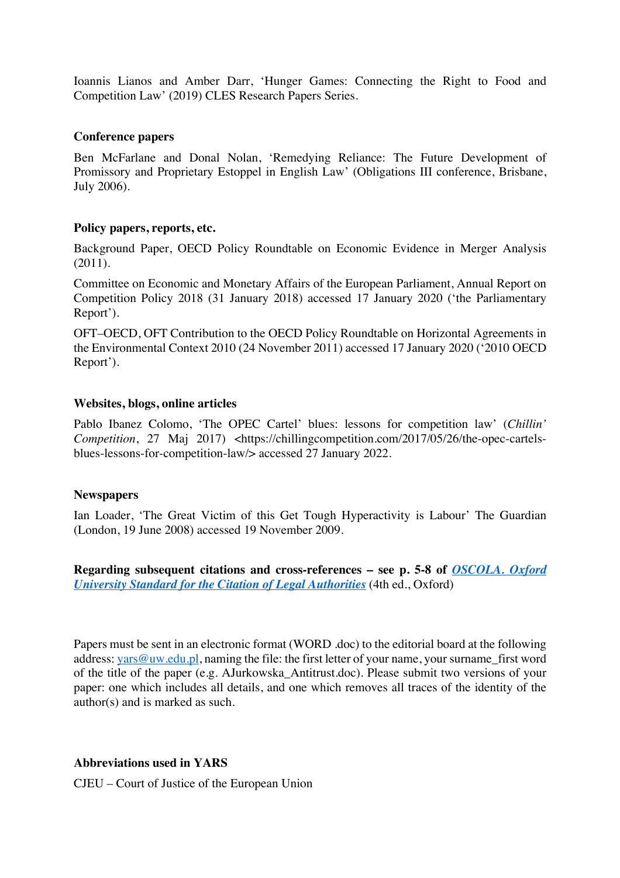Ioannis Lianos and Amber Darr, 'Hunger Games: Connecting the Right to Food and Competition Law' (2019) CLES Research Papers Series.

**Conference papers**

Ben McFarlane and Donal Nolan, 'Remedying Reliance: The Future Development of Promissory and Proprietary Estoppel in English Law' (Obligations III conference, Brisbane, July 2006).

**Policy papers, reports, etc.**

Background Paper, OECD Policy Roundtable on Economic Evidence in Merger Analysis (2011).

Committee on Economic and Monetary Affairs of the European Parliament, Annual Report on Competition Policy 2018 (31 January 2018) accessed 17 January 2020 ('the Parliamentary Report').

OFT–OECD, OFT Contribution to the OECD Policy Roundtable on Horizontal Agreements in the Environmental Context 2010 (24 November 2011) accessed 17 January 2020 ('2010 OECD Report').

**Websites, blogs, online articles**

Pablo Ibanez Colomo, 'The OPEC Cartel' blues: lessons for competition law' (*Chillin' Competition*, 27 Maj 2017) <https://chillingcompetition.com/2017/05/26/the-opec-cartels-blues-lessons-for-competition-law/> accessed 27 January 2022.

**Newspapers**

Ian Loader, 'The Great Victim of this Get Tough Hyperactivity is Labour' The Guardian (London, 19 June 2008) accessed 19 November 2009.

**Regarding subsequent citations and cross-references – see p. 5-8 of *OSCOLA. Oxford University Standard for the Citation of Legal Authorities*** (4th ed., Oxford)

Papers must be sent in an electronic format (WORD .doc) to the editorial board at the following address: yars@uw.edu.pl, naming the file: the first letter of your name, your surname_first word of the title of the paper (e.g. AJurkowska_Antitrust.doc). Please submit two versions of your paper: one which includes all details, and one which removes all traces of the identity of the author(s) and is marked as such.

**Abbreviations used in YARS**

CJEU – Court of Justice of the European Union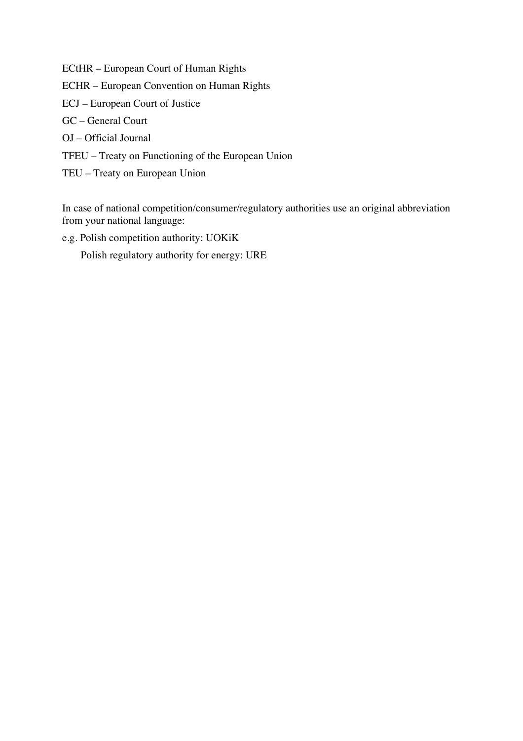ECtHR – European Court of Human Rights

ECHR – European Convention on Human Rights

ECJ – European Court of Justice

GC – General Court

OJ – Official Journal

TFEU – Treaty on Functioning of the European Union

TEU – Treaty on European Union

In case of national competition/consumer/regulatory authorities use an original abbreviation from your national language:

e.g. Polish competition authority: UOKiK

Polish regulatory authority for energy: URE